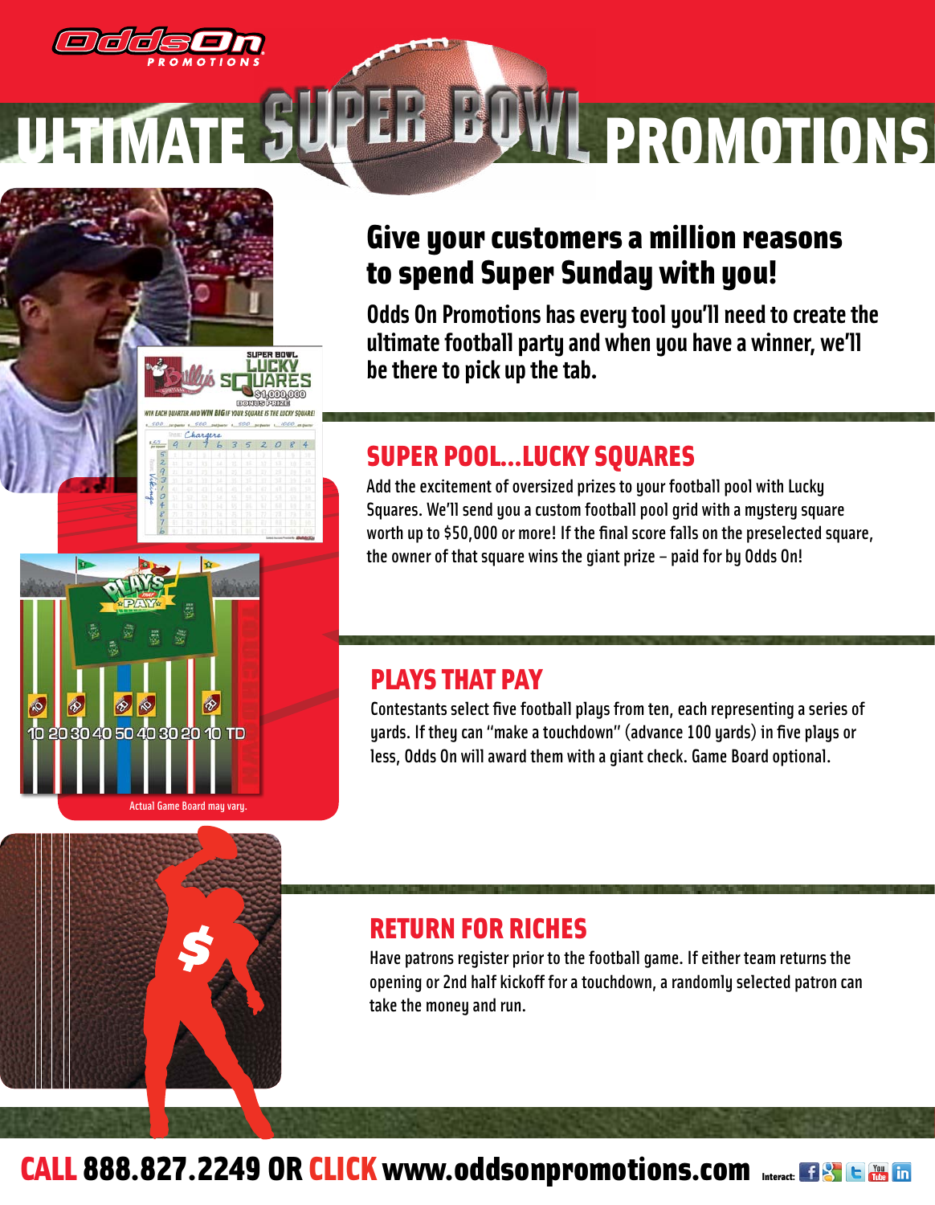Odds On PROMOTIONS

# ULTIMATE SUPER BOWL PROMOTIONS

## Give your customers a million reasons to spend Super Sunday with you!

**Odds On Promotions has every tool you'll need to create the ultimate football party and when you have a winner, we'll be there to pick up the tab.**

## SUPER POOL...LUCKY SQUARES

Add the excitement of oversized prizes to your football pool with Lucky Squares. We'll send you a custom football pool grid with a mystery square worth up to $50,000 or more! If the final score falls on the preselected square, the owner of that square wins the giant prize – paid for by Odds On!

## PLAYS THAT PAY

Contestants select five football plays from ten, each representing a series of yards. If they can "make a touchdown" (advance 100 yards) in five plays or less, Odds On will award them with a giant check. Game Board optional.

Actual Game Board may vary.

## RETURN FOR RICHES

Have patrons register prior to the football game. If either team returns the opening or 2nd half kickoff for a touchdown, a randomly selected patron can take the money and run.

**CALL 888.827.2249 OR CLICK www.oddsonpromotions.com**

Interact: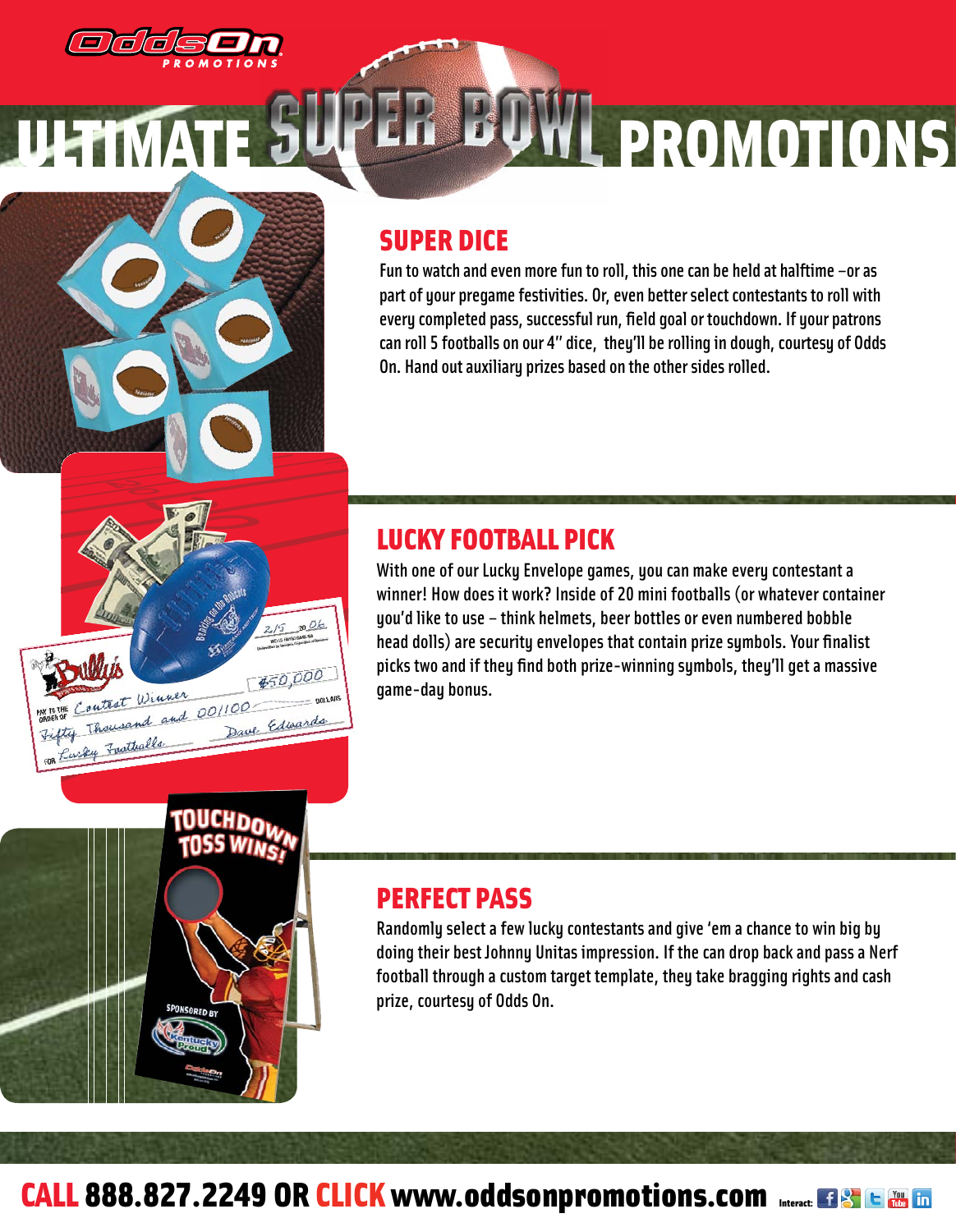# ULTIMATE SUPER BOWL PROMOTIONS

## SUPER DICE

Fun to watch and even more fun to roll, this one can be held at halftime –or as part of your pregame festivities. Or, even better select contestants to roll with every completed pass, successful run, field goal or touchdown. If your patrons can roll 5 footballs on our 4" dice, they'll be rolling in dough, courtesy of Odds On. Hand out auxiliary prizes based on the other sides rolled.

## LUCKY FOOTBALL PICK

With one of our Lucky Envelope games, you can make every contestant a winner! How does it work? Inside of 20 mini footballs (or whatever container you'd like to use – think helmets, beer bottles or even numbered bobble head dolls) are security envelopes that contain prize symbols. Your finalist picks two and if they find both prize-winning symbols, they'll get a massive game-day bonus.

## PERFECT PASS

Randomly select a few lucky contestants and give 'em a chance to win big by doing their best Johnny Unitas impression. If the can drop back and pass a Nerf football through a custom target template, they take bragging rights and cash prize, courtesy of Odds On.

**CALL 888.827.2249 OR CLICK www.oddsonpromotions.com**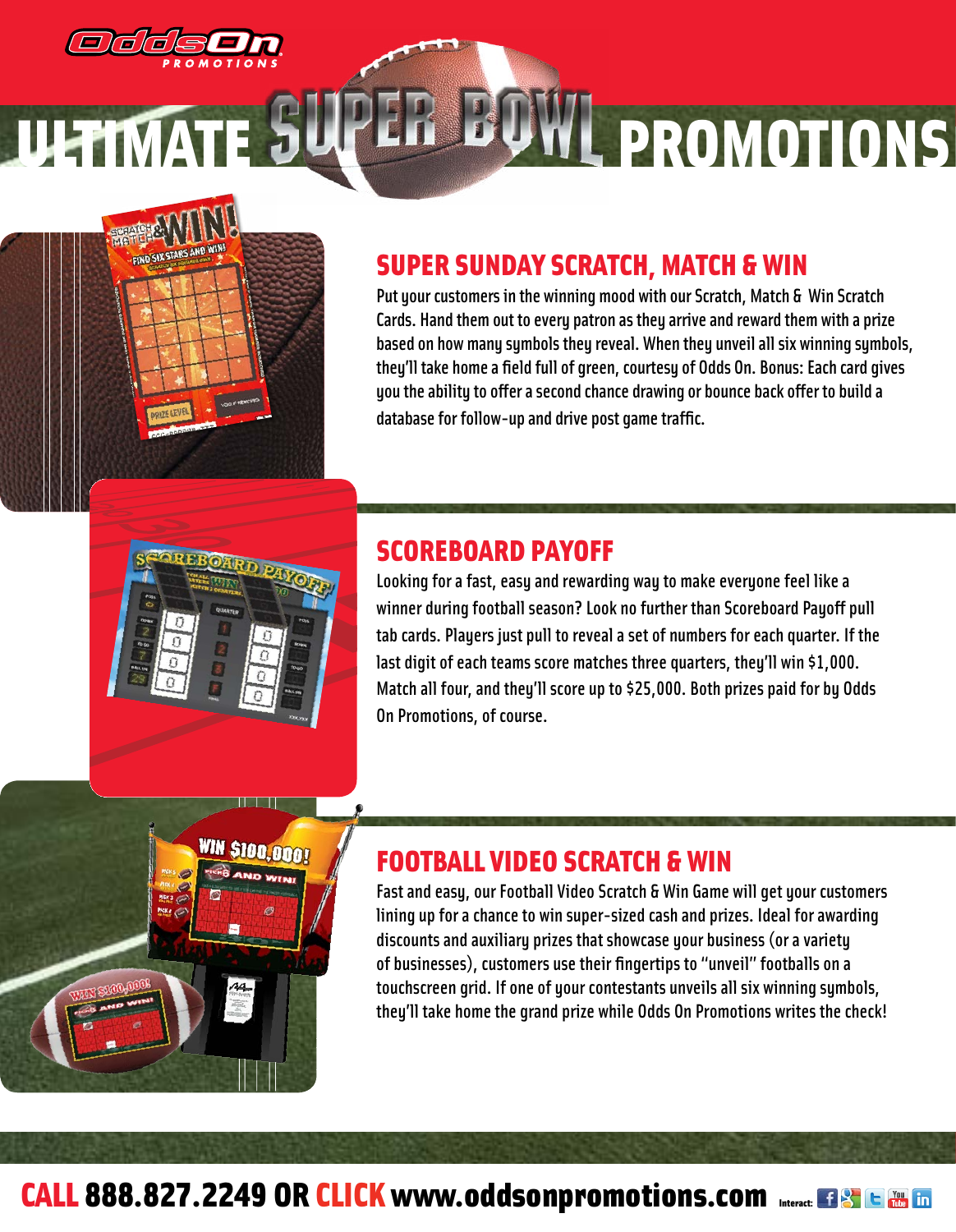OddsOn PROMOTIONS

# ULTIMATE SUPER BOWL PROMOTIONS

## SUPER SUNDAY SCRATCH, MATCH & WIN

Put your customers in the winning mood with our Scratch, Match & Win Scratch Cards. Hand them out to every patron as they arrive and reward them with a prize based on how many symbols they reveal. When they unveil all six winning symbols, they'll take home a field full of green, courtesy of Odds On. Bonus: Each card gives you the ability to offer a second chance drawing or bounce back offer to build a database for follow-up and drive post game traffic.

## SCOREBOARD PAYOFF

Looking for a fast, easy and rewarding way to make everyone feel like a winner during football season? Look no further than Scoreboard Payoff pull tab cards. Players just pull to reveal a set of numbers for each quarter. If the last digit of each teams score matches three quarters, they'll win $1,000. Match all four, and they'll score up to $25,000. Both prizes paid for by Odds On Promotions, of course.

## FOOTBALL VIDEO SCRATCH & WIN

Fast and easy, our Football Video Scratch & Win Game will get your customers lining up for a chance to win super-sized cash and prizes. Ideal for awarding discounts and auxiliary prizes that showcase your business (or a variety of businesses), customers use their fingertips to "unveil" footballs on a touchscreen grid. If one of your contestants unveils all six winning symbols, they'll take home the grand prize while Odds On Promotions writes the check!

**CALL 888.827.2249 OR CLICK www.oddsonpromotions.com**

Interact: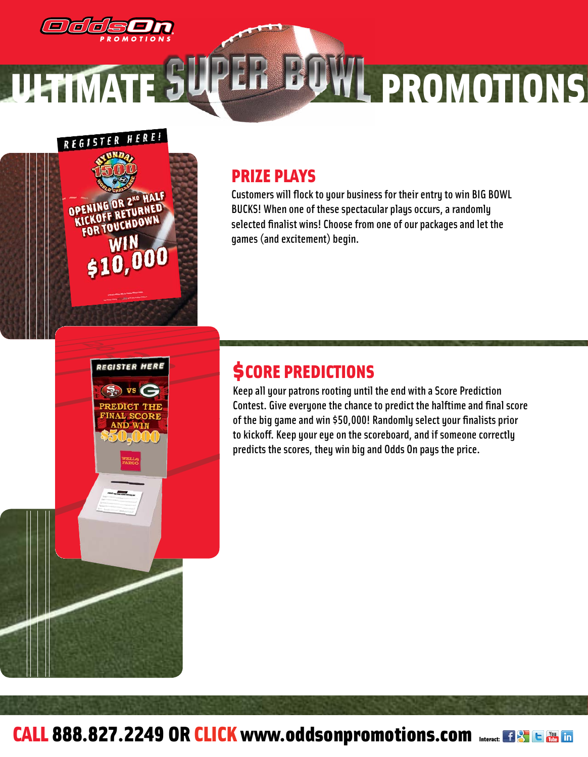# ULTIMATE SUPER BOWL PROMOTIONS

## PRIZE PLAYS

Customers will flock to your business for their entry to win BIG BOWL BUCKS! When one of these spectacular plays occurs, a randomly selected finalist wins! Choose from one of our packages and let the games (and excitement) begin.

## $CORE PREDICTIONS

Keep all your patrons rooting until the end with a Score Prediction Contest. Give everyone the chance to predict the halftime and final score of the big game and win $50,000! Randomly select your finalists prior to kickoff. Keep your eye on the scoreboard, and if someone correctly predicts the scores, they win big and Odds On pays the price.

**CALL 888.827.2249 OR CLICK www.oddsonpromotions.com**